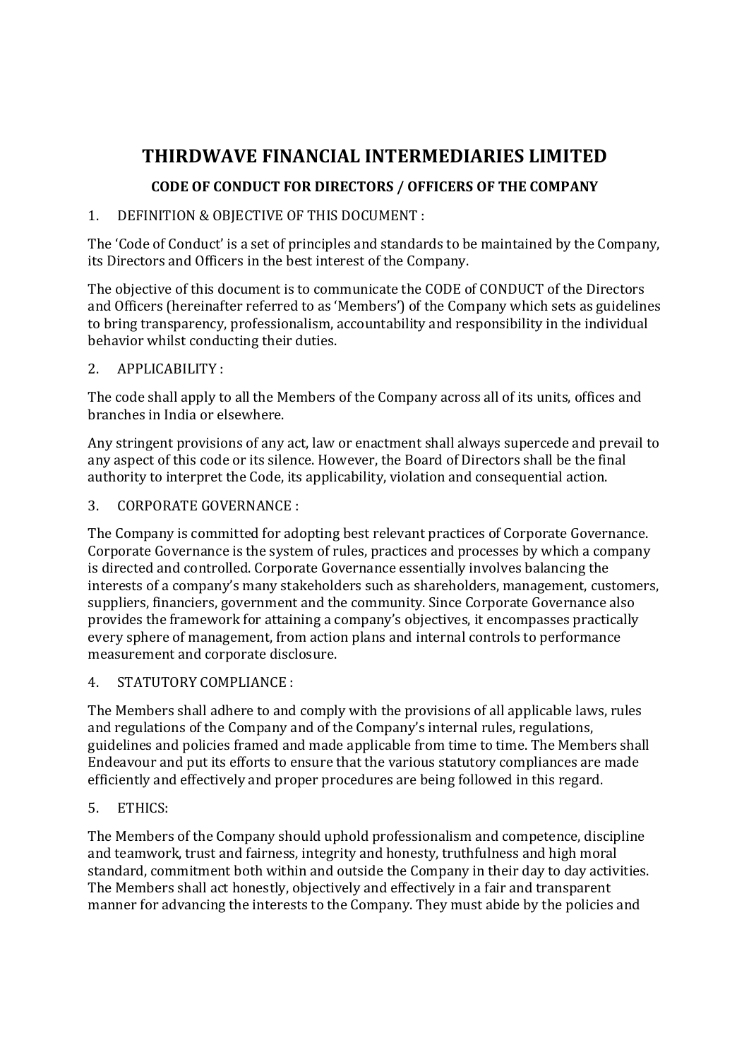# THIRDWAVE FINANCIAL INTERMEDIARIES LIMITED

## CODE OF CONDUCT FOR DIRECTORS / OFFICERS OF THE COMPANY

1. DEFINITION & OBJECTIVE OF THIS DOCUMENT :

The 'Code of Conduct' is a set of principles and standards to be maintained by the Company, its Directors and Officers in the best interest of the Company.

The objective of this document is to communicate the CODE of CONDUCT of the Directors and Officers (hereinafter referred to as 'Members') of the Company which sets as guidelines to bring transparency, professionalism, accountability and responsibility in the individual behavior whilst conducting their duties.

2. APPLICABILITY :

The code shall apply to all the Members of the Company across all of its units, offices and branches in India or elsewhere.

Any stringent provisions of any act, law or enactment shall always supercede and prevail to any aspect of this code or its silence. However, the Board of Directors shall be the final authority to interpret the Code, its applicability, violation and consequential action.

3. CORPORATE GOVERNANCE :

The Company is committed for adopting best relevant practices of Corporate Governance. Corporate Governance is the system of rules, practices and processes by which a company is directed and controlled. Corporate Governance essentially involves balancing the interests of a company's many stakeholders such as shareholders, management, customers, suppliers, financiers, government and the community. Since Corporate Governance also provides the framework for attaining a company's objectives, it encompasses practically every sphere of management, from action plans and internal controls to performance measurement and corporate disclosure.

4. STATUTORY COMPLIANCE :

The Members shall adhere to and comply with the provisions of all applicable laws, rules and regulations of the Company and of the Company's internal rules, regulations, guidelines and policies framed and made applicable from time to time. The Members shall Endeavour and put its efforts to ensure that the various statutory compliances are made efficiently and effectively and proper procedures are being followed in this regard.

5. ETHICS:

The Members of the Company should uphold professionalism and competence, discipline and teamwork, trust and fairness, integrity and honesty, truthfulness and high moral standard, commitment both within and outside the Company in their day to day activities. The Members shall act honestly, objectively and effectively in a fair and transparent manner for advancing the interests to the Company. They must abide by the policies and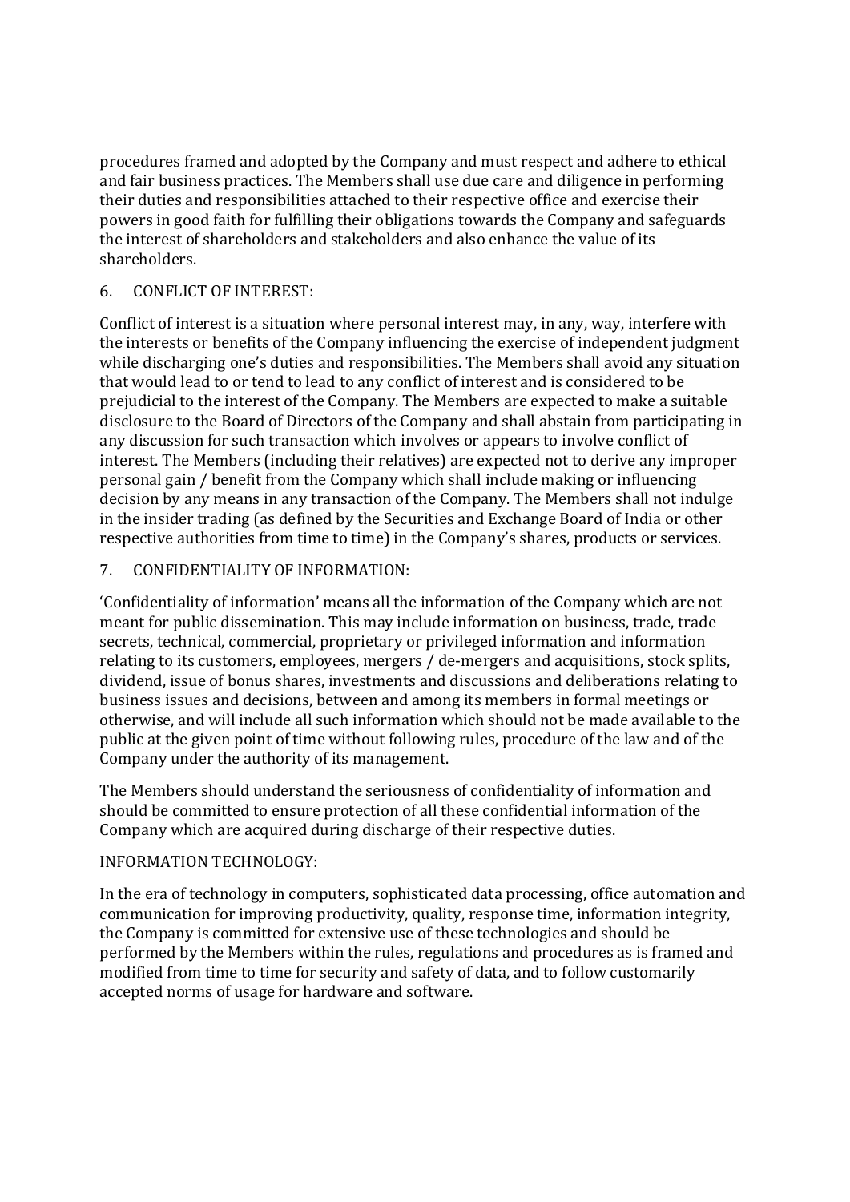procedures framed and adopted by the Company and must respect and adhere to ethical and fair business practices. The Members shall use due care and diligence in performing their duties and responsibilities attached to their respective office and exercise their powers in good faith for fulfilling their obligations towards the Company and safeguards the interest of shareholders and stakeholders and also enhance the value of its shareholders.

## 6. CONFLICT OF INTEREST:

Conflict of interest is a situation where personal interest may, in any, way, interfere with the interests or benefits of the Company influencing the exercise of independent judgment while discharging one's duties and responsibilities. The Members shall avoid any situation that would lead to or tend to lead to any conflict of interest and is considered to be prejudicial to the interest of the Company. The Members are expected to make a suitable disclosure to the Board of Directors of the Company and shall abstain from participating in any discussion for such transaction which involves or appears to involve conflict of interest. The Members (including their relatives) are expected not to derive any improper personal gain / benefit from the Company which shall include making or influencing decision by any means in any transaction of the Company. The Members shall not indulge in the insider trading (as defined by the Securities and Exchange Board of India or other respective authorities from time to time) in the Company's shares, products or services.

## 7. CONFIDENTIALITY OF INFORMATION:

'Confidentiality of information' means all the information of the Company which are not meant for public dissemination. This may include information on business, trade, trade secrets, technical, commercial, proprietary or privileged information and information relating to its customers, employees, mergers / de-mergers and acquisitions, stock splits, dividend, issue of bonus shares, investments and discussions and deliberations relating to business issues and decisions, between and among its members in formal meetings or otherwise, and will include all such information which should not be made available to the public at the given point of time without following rules, procedure of the law and of the Company under the authority of its management.

The Members should understand the seriousness of confidentiality of information and should be committed to ensure protection of all these confidential information of the Company which are acquired during discharge of their respective duties.

## INFORMATION TECHNOLOGY:

In the era of technology in computers, sophisticated data processing, office automation and communication for improving productivity, quality, response time, information integrity, the Company is committed for extensive use of these technologies and should be performed by the Members within the rules, regulations and procedures as is framed and modified from time to time for security and safety of data, and to follow customarily accepted norms of usage for hardware and software.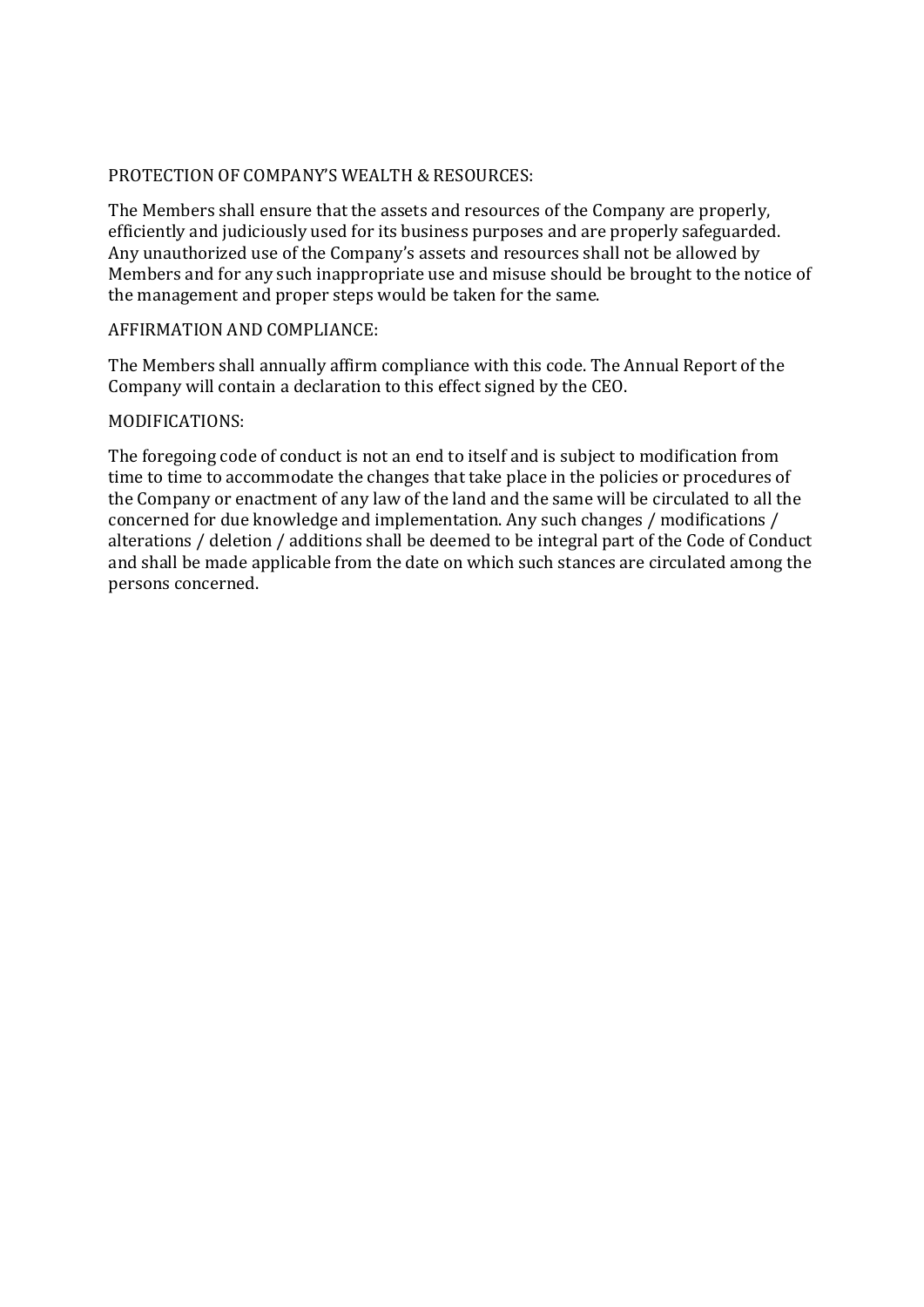## PROTECTION OF COMPANY'S WEALTH & RESOURCES:

The Members shall ensure that the assets and resources of the Company are properly, efficiently and judiciously used for its business purposes and are properly safeguarded. Any unauthorized use of the Company's assets and resources shall not be allowed by Members and for any such inappropriate use and misuse should be brought to the notice of the management and proper steps would be taken for the same.

## AFFIRMATION AND COMPLIANCE:

The Members shall annually affirm compliance with this code. The Annual Report of the Company will contain a declaration to this effect signed by the CEO.

## MODIFICATIONS:

The foregoing code of conduct is not an end to itself and is subject to modification from time to time to accommodate the changes that take place in the policies or procedures of the Company or enactment of any law of the land and the same will be circulated to all the concerned for due knowledge and implementation. Any such changes / modifications / alterations / deletion / additions shall be deemed to be integral part of the Code of Conduct and shall be made applicable from the date on which such stances are circulated among the persons concerned.